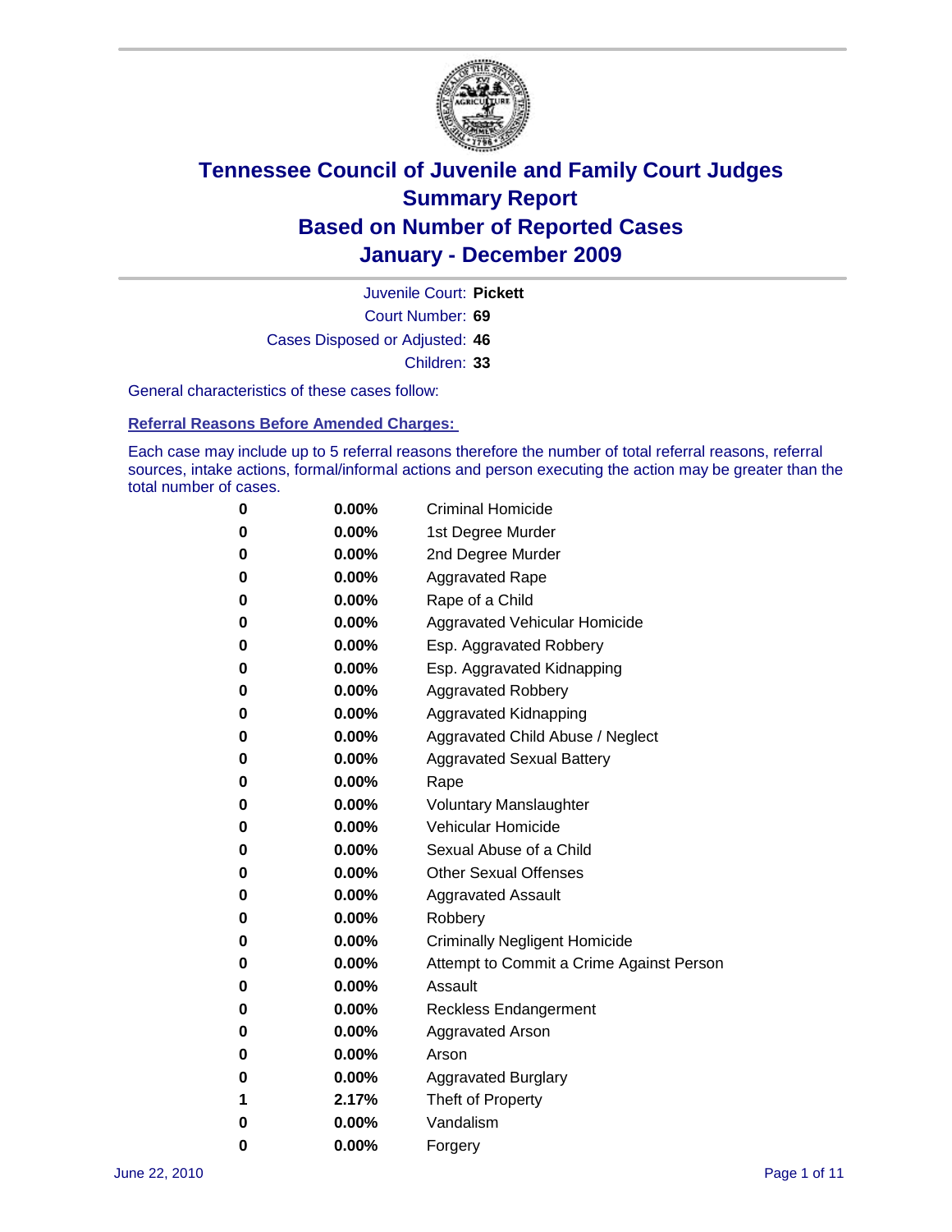# Tennessee Council of Juvenile and Family Court Judges
## Summary Report
## Based on Number of Reported Cases
## January - December 2009

Juvenile Court: **Pickett**

Court Number: **69**

Cases Disposed or Adjusted: **46**

Children: **33**

General characteristics of these cases follow:

### Referral Reasons Before Amended Charges:

Each case may include up to 5 referral reasons therefore the number of total referral reasons, referral sources, intake actions, formal/informal actions and person executing the action may be greater than the total number of cases.

| | | |
|---|---|---|
| 0 | 0.00% | Criminal Homicide |
| 0 | 0.00% | 1st Degree Murder |
| 0 | 0.00% | 2nd Degree Murder |
| 0 | 0.00% | Aggravated Rape |
| 0 | 0.00% | Rape of a Child |
| 0 | 0.00% | Aggravated Vehicular Homicide |
| 0 | 0.00% | Esp. Aggravated Robbery |
| 0 | 0.00% | Esp. Aggravated Kidnapping |
| 0 | 0.00% | Aggravated Robbery |
| 0 | 0.00% | Aggravated Kidnapping |
| 0 | 0.00% | Aggravated Child Abuse / Neglect |
| 0 | 0.00% | Aggravated Sexual Battery |
| 0 | 0.00% | Rape |
| 0 | 0.00% | Voluntary Manslaughter |
| 0 | 0.00% | Vehicular Homicide |
| 0 | 0.00% | Sexual Abuse of a Child |
| 0 | 0.00% | Other Sexual Offenses |
| 0 | 0.00% | Aggravated Assault |
| 0 | 0.00% | Robbery |
| 0 | 0.00% | Criminally Negligent Homicide |
| 0 | 0.00% | Attempt to Commit a Crime Against Person |
| 0 | 0.00% | Assault |
| 0 | 0.00% | Reckless Endangerment |
| 0 | 0.00% | Aggravated Arson |
| 0 | 0.00% | Arson |
| 0 | 0.00% | Aggravated Burglary |
| 1 | 2.17% | Theft of Property |
| 0 | 0.00% | Vandalism |
| 0 | 0.00% | Forgery |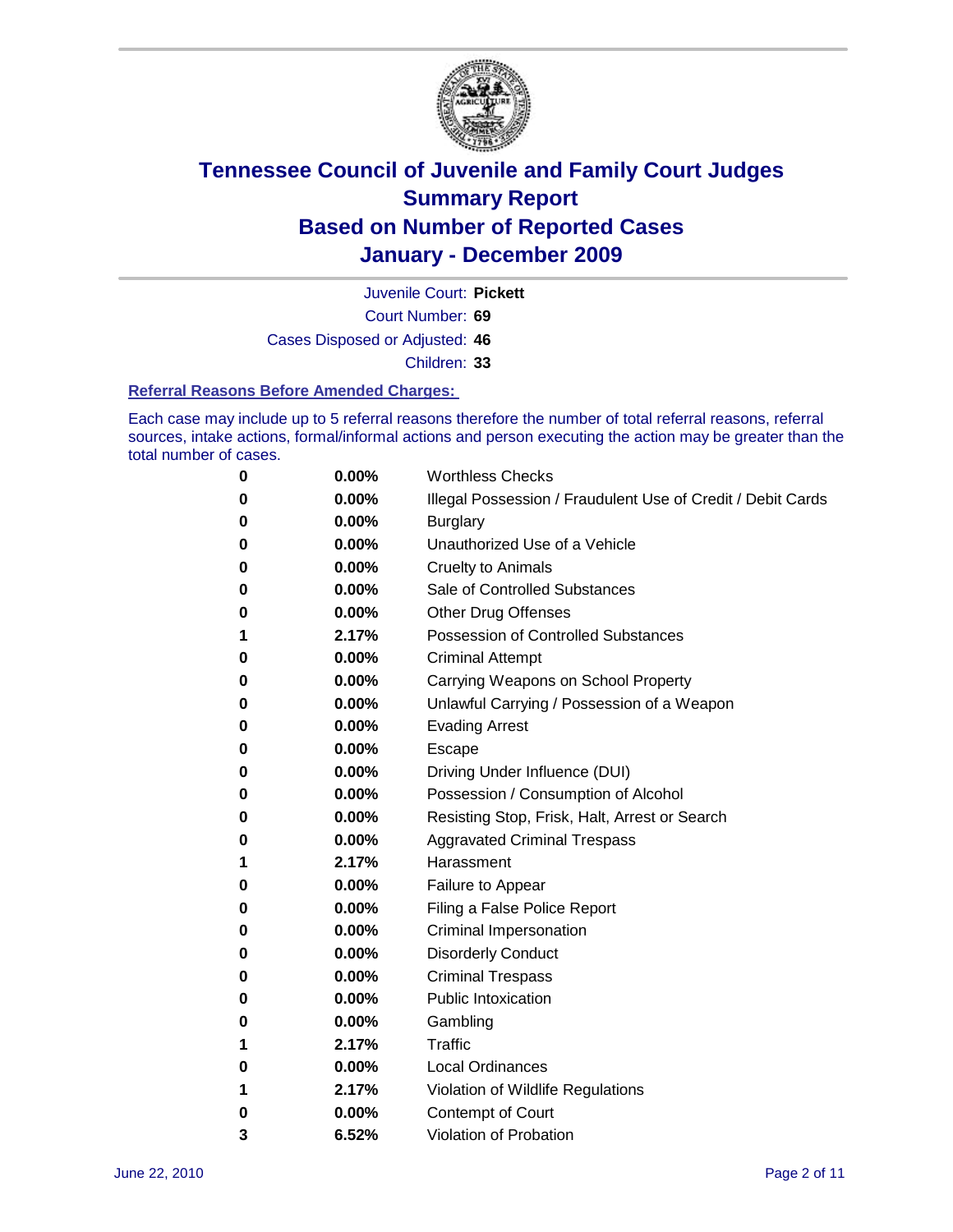# Tennessee Council of Juvenile and Family Court Judges
# Summary Report
# Based on Number of Reported Cases
# January - December 2009

Juvenile Court: **Pickett**

Court Number: **69**

Cases Disposed or Adjusted: **46**

Children: **33**

### Referral Reasons Before Amended Charges:

Each case may include up to 5 referral reasons therefore the number of total referral reasons, referral sources, intake actions, formal/informal actions and person executing the action may be greater than the total number of cases.

| | | |
|---|---|---|
| 0 | 0.00% | Worthless Checks |
| 0 | 0.00% | Illegal Possession / Fraudulent Use of Credit / Debit Cards |
| 0 | 0.00% | Burglary |
| 0 | 0.00% | Unauthorized Use of a Vehicle |
| 0 | 0.00% | Cruelty to Animals |
| 0 | 0.00% | Sale of Controlled Substances |
| 0 | 0.00% | Other Drug Offenses |
| 1 | 2.17% | Possession of Controlled Substances |
| 0 | 0.00% | Criminal Attempt |
| 0 | 0.00% | Carrying Weapons on School Property |
| 0 | 0.00% | Unlawful Carrying / Possession of a Weapon |
| 0 | 0.00% | Evading Arrest |
| 0 | 0.00% | Escape |
| 0 | 0.00% | Driving Under Influence (DUI) |
| 0 | 0.00% | Possession / Consumption of Alcohol |
| 0 | 0.00% | Resisting Stop, Frisk, Halt, Arrest or Search |
| 0 | 0.00% | Aggravated Criminal Trespass |
| 1 | 2.17% | Harassment |
| 0 | 0.00% | Failure to Appear |
| 0 | 0.00% | Filing a False Police Report |
| 0 | 0.00% | Criminal Impersonation |
| 0 | 0.00% | Disorderly Conduct |
| 0 | 0.00% | Criminal Trespass |
| 0 | 0.00% | Public Intoxication |
| 0 | 0.00% | Gambling |
| 1 | 2.17% | Traffic |
| 0 | 0.00% | Local Ordinances |
| 1 | 2.17% | Violation of Wildlife Regulations |
| 0 | 0.00% | Contempt of Court |
| 3 | 6.52% | Violation of Probation |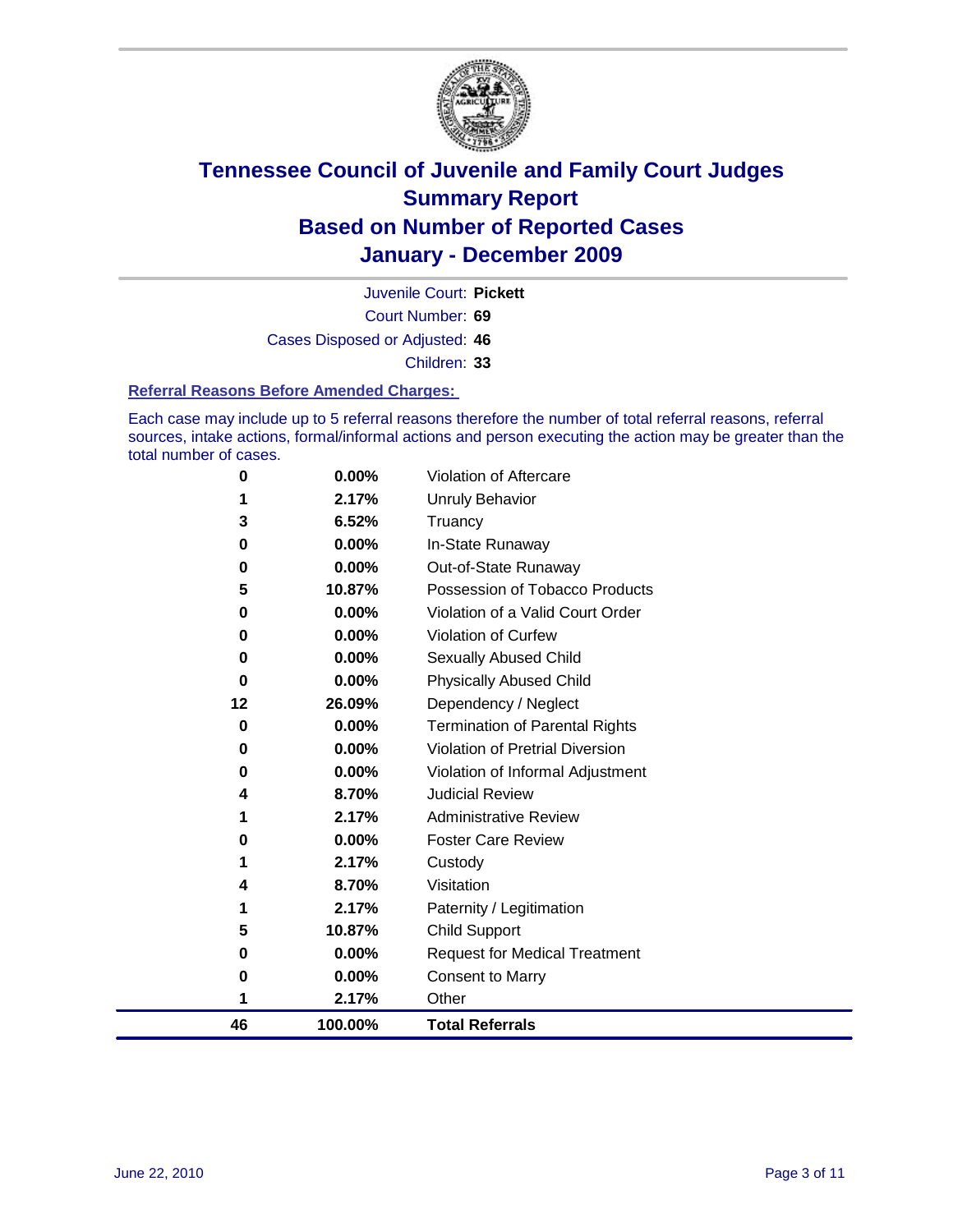# Tennessee Council of Juvenile and Family Court Judges
## Summary Report
## Based on Number of Reported Cases
## January - December 2009

Juvenile Court: **Pickett**

Court Number: **69**

Cases Disposed or Adjusted: **46**

Children: **33**

### Referral Reasons Before Amended Charges:

Each case may include up to 5 referral reasons therefore the number of total referral reasons, referral sources, intake actions, formal/informal actions and person executing the action may be greater than the total number of cases.

| Count | Percent | Referral Reason |
|---|---|---|
| 0 | 0.00% | Violation of Aftercare |
| 1 | 2.17% | Unruly Behavior |
| 3 | 6.52% | Truancy |
| 0 | 0.00% | In-State Runaway |
| 0 | 0.00% | Out-of-State Runaway |
| 5 | 10.87% | Possession of Tobacco Products |
| 0 | 0.00% | Violation of a Valid Court Order |
| 0 | 0.00% | Violation of Curfew |
| 0 | 0.00% | Sexually Abused Child |
| 0 | 0.00% | Physically Abused Child |
| 12 | 26.09% | Dependency / Neglect |
| 0 | 0.00% | Termination of Parental Rights |
| 0 | 0.00% | Violation of Pretrial Diversion |
| 0 | 0.00% | Violation of Informal Adjustment |
| 4 | 8.70% | Judicial Review |
| 1 | 2.17% | Administrative Review |
| 0 | 0.00% | Foster Care Review |
| 1 | 2.17% | Custody |
| 4 | 8.70% | Visitation |
| 1 | 2.17% | Paternity / Legitimation |
| 5 | 10.87% | Child Support |
| 0 | 0.00% | Request for Medical Treatment |
| 0 | 0.00% | Consent to Marry |
| 1 | 2.17% | Other |
| **46** | **100.00%** | **Total Referrals** |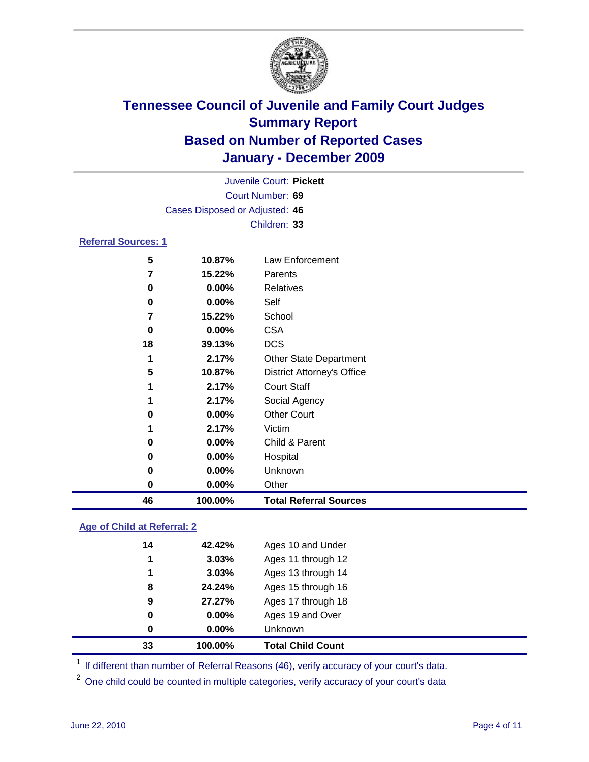# Tennessee Council of Juvenile and Family Court Judges
## Summary Report
## Based on Number of Reported Cases
## January - December 2009

Juvenile Court: **Pickett**

Court Number: **69**

Cases Disposed or Adjusted: **46**

Children: **33**

### Referral Sources: 1

| | | |
|---|---|---|
| 5 | 10.87% | Law Enforcement |
| 7 | 15.22% | Parents |
| 0 | 0.00% | Relatives |
| 0 | 0.00% | Self |
| 7 | 15.22% | School |
| 0 | 0.00% | CSA |
| 18 | 39.13% | DCS |
| 1 | 2.17% | Other State Department |
| 5 | 10.87% | District Attorney's Office |
| 1 | 2.17% | Court Staff |
| 1 | 2.17% | Social Agency |
| 0 | 0.00% | Other Court |
| 1 | 2.17% | Victim |
| 0 | 0.00% | Child & Parent |
| 0 | 0.00% | Hospital |
| 0 | 0.00% | Unknown |
| 0 | 0.00% | Other |
| **46** | **100.00%** | **Total Referral Sources** |

### Age of Child at Referral: 2

| | | |
|---|---|---|
| 14 | 42.42% | Ages 10 and Under |
| 1 | 3.03% | Ages 11 through 12 |
| 1 | 3.03% | Ages 13 through 14 |
| 8 | 24.24% | Ages 15 through 16 |
| 9 | 27.27% | Ages 17 through 18 |
| 0 | 0.00% | Ages 19 and Over |
| 0 | 0.00% | Unknown |
| **33** | **100.00%** | **Total Child Count** |

[1] If different than number of Referral Reasons (46), verify accuracy of your court's data.

[2] One child could be counted in multiple categories, verify accuracy of your court's data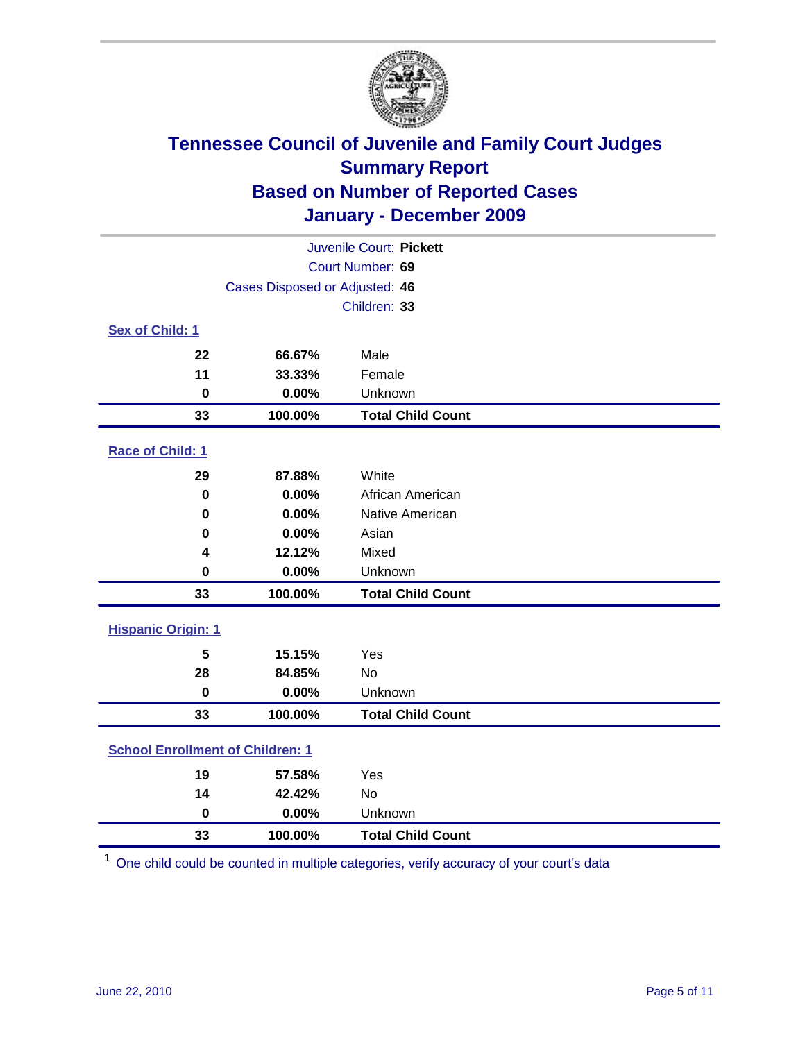# Tennessee Council of Juvenile and Family Court Judges
## Summary Report
## Based on Number of Reported Cases
## January - December 2009

Juvenile Court: **Pickett**

Court Number: **69**

Cases Disposed or Adjusted: **46**

Children: **33**

### Sex of Child: 1

| Count | Percent | Category |
|---|---|---|
| 22 | 66.67% | Male |
| 11 | 33.33% | Female |
| 0 | 0.00% | Unknown |
| **33** | **100.00%** | **Total Child Count** |

### Race of Child: 1

| Count | Percent | Category |
|---|---|---|
| 29 | 87.88% | White |
| 0 | 0.00% | African American |
| 0 | 0.00% | Native American |
| 0 | 0.00% | Asian |
| 4 | 12.12% | Mixed |
| 0 | 0.00% | Unknown |
| **33** | **100.00%** | **Total Child Count** |

### Hispanic Origin: 1

| Count | Percent | Category |
|---|---|---|
| 5 | 15.15% | Yes |
| 28 | 84.85% | No |
| 0 | 0.00% | Unknown |
| **33** | **100.00%** | **Total Child Count** |

### School Enrollment of Children: 1

| Count | Percent | Category |
|---|---|---|
| 19 | 57.58% | Yes |
| 14 | 42.42% | No |
| 0 | 0.00% | Unknown |
| **33** | **100.00%** | **Total Child Count** |

[1] One child could be counted in multiple categories, verify accuracy of your court's data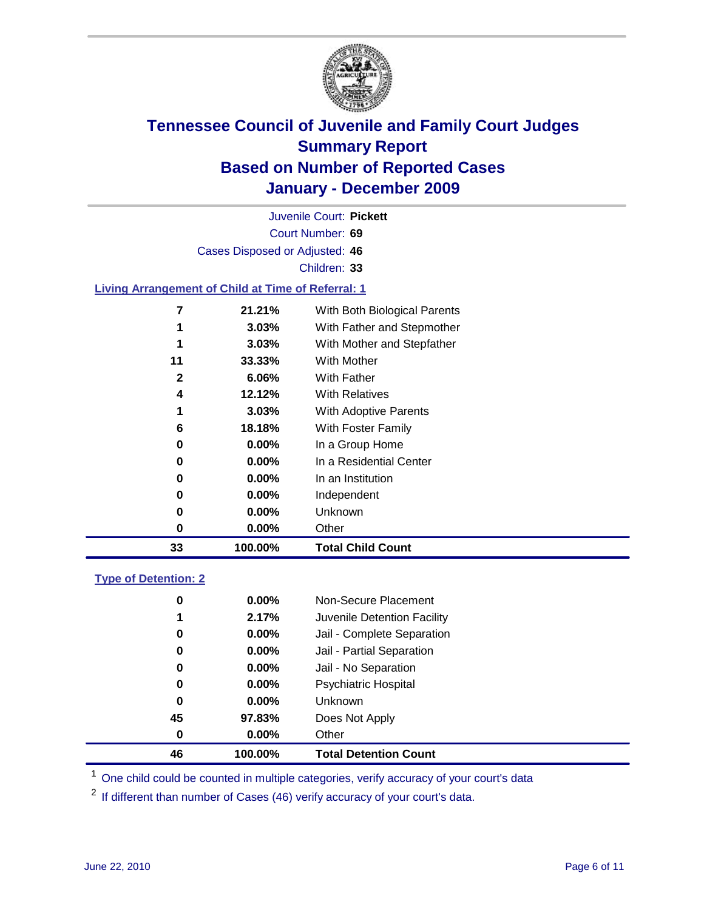# Tennessee Council of Juvenile and Family Court Judges
## Summary Report
## Based on Number of Reported Cases
## January - December 2009

Juvenile Court: **Pickett**

Court Number: **69**

Cases Disposed or Adjusted: **46**

Children: **33**

### Living Arrangement of Child at Time of Referral: 1

| | | |
|---|---|---|
| 7 | 21.21% | With Both Biological Parents |
| 1 | 3.03% | With Father and Stepmother |
| 1 | 3.03% | With Mother and Stepfather |
| 11 | 33.33% | With Mother |
| 2 | 6.06% | With Father |
| 4 | 12.12% | With Relatives |
| 1 | 3.03% | With Adoptive Parents |
| 6 | 18.18% | With Foster Family |
| 0 | 0.00% | In a Group Home |
| 0 | 0.00% | In a Residential Center |
| 0 | 0.00% | In an Institution |
| 0 | 0.00% | Independent |
| 0 | 0.00% | Unknown |
| 0 | 0.00% | Other |
| **33** | **100.00%** | **Total Child Count** |

### Type of Detention: 2

| | | |
|---|---|---|
| 0 | 0.00% | Non-Secure Placement |
| 1 | 2.17% | Juvenile Detention Facility |
| 0 | 0.00% | Jail - Complete Separation |
| 0 | 0.00% | Jail - Partial Separation |
| 0 | 0.00% | Jail - No Separation |
| 0 | 0.00% | Psychiatric Hospital |
| 0 | 0.00% | Unknown |
| 45 | 97.83% | Does Not Apply |
| 0 | 0.00% | Other |
| **46** | **100.00%** | **Total Detention Count** |

[1] One child could be counted in multiple categories, verify accuracy of your court's data

[2] If different than number of Cases (46) verify accuracy of your court's data.

June 22, 2010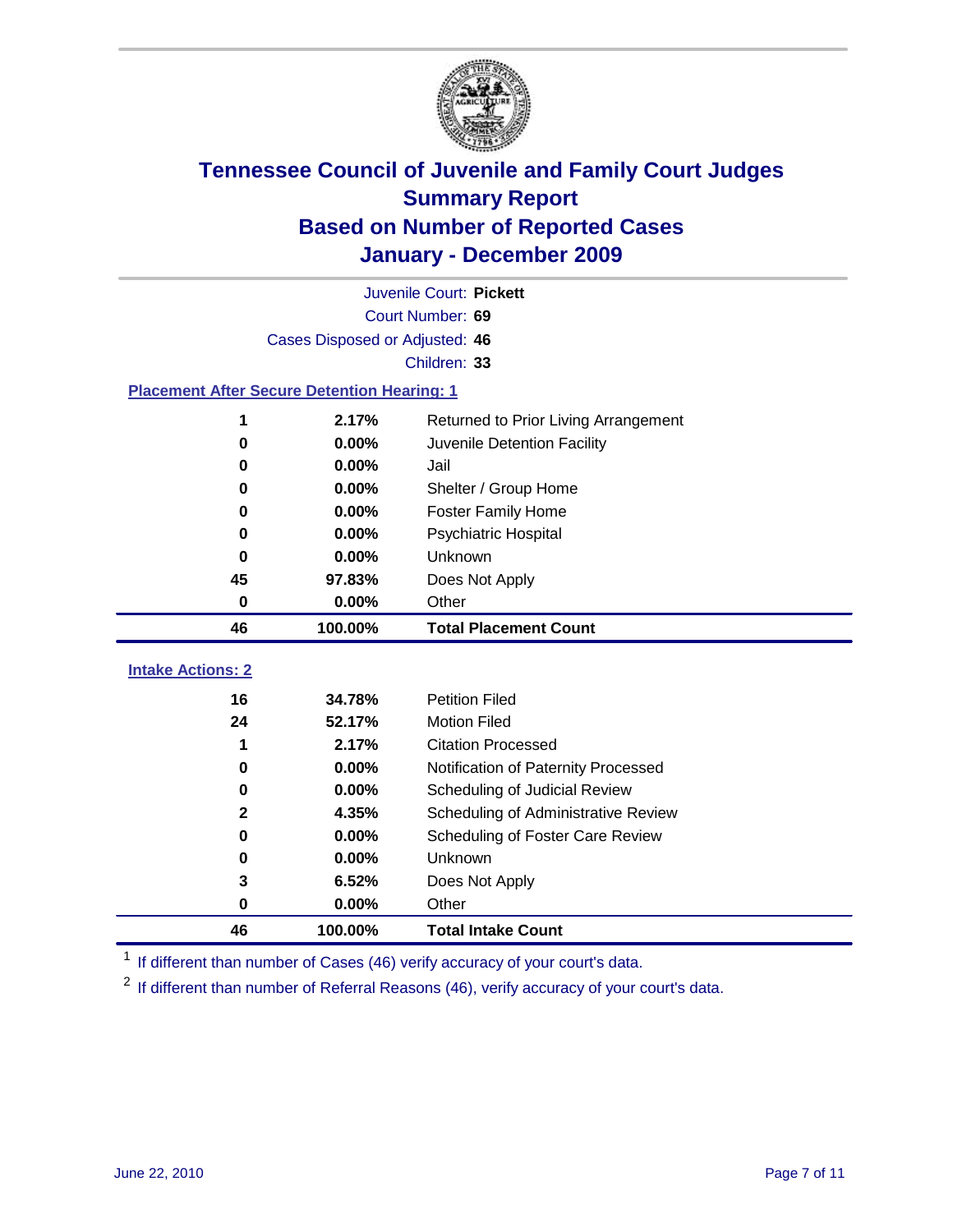# Tennessee Council of Juvenile and Family Court Judges
## Summary Report
## Based on Number of Reported Cases
## January - December 2009

Juvenile Court: **Pickett**

Court Number: **69**

Cases Disposed or Adjusted: **46**

Children: **33**

### Placement After Secure Detention Hearing: 1

| | | |
|---|---|---|
| 1 | 2.17% | Returned to Prior Living Arrangement |
| 0 | 0.00% | Juvenile Detention Facility |
| 0 | 0.00% | Jail |
| 0 | 0.00% | Shelter / Group Home |
| 0 | 0.00% | Foster Family Home |
| 0 | 0.00% | Psychiatric Hospital |
| 0 | 0.00% | Unknown |
| 45 | 97.83% | Does Not Apply |
| 0 | 0.00% | Other |
| **46** | **100.00%** | **Total Placement Count** |

### Intake Actions: 2

| | | |
|---|---|---|
| 16 | 34.78% | Petition Filed |
| 24 | 52.17% | Motion Filed |
| 1 | 2.17% | Citation Processed |
| 0 | 0.00% | Notification of Paternity Processed |
| 0 | 0.00% | Scheduling of Judicial Review |
| 2 | 4.35% | Scheduling of Administrative Review |
| 0 | 0.00% | Scheduling of Foster Care Review |
| 0 | 0.00% | Unknown |
| 3 | 6.52% | Does Not Apply |
| 0 | 0.00% | Other |
| **46** | **100.00%** | **Total Intake Count** |

[1] If different than number of Cases (46) verify accuracy of your court's data.

[2] If different than number of Referral Reasons (46), verify accuracy of your court's data.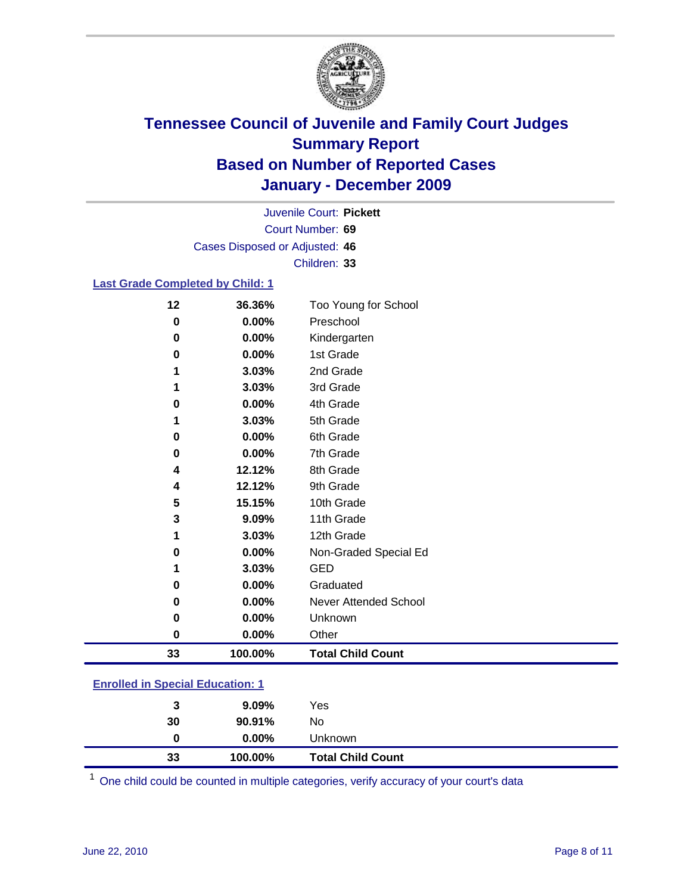# Tennessee Council of Juvenile and Family Court Judges
## Summary Report
## Based on Number of Reported Cases
## January - December 2009

Juvenile Court: **Pickett**
Court Number: **69**
Cases Disposed or Adjusted: **46**
Children: **33**

### Last Grade Completed by Child: [1]

| Count | Percent | Category |
|---|---|---|
| 12 | 36.36% | Too Young for School |
| 0 | 0.00% | Preschool |
| 0 | 0.00% | Kindergarten |
| 0 | 0.00% | 1st Grade |
| 1 | 3.03% | 2nd Grade |
| 1 | 3.03% | 3rd Grade |
| 0 | 0.00% | 4th Grade |
| 1 | 3.03% | 5th Grade |
| 0 | 0.00% | 6th Grade |
| 0 | 0.00% | 7th Grade |
| 4 | 12.12% | 8th Grade |
| 4 | 12.12% | 9th Grade |
| 5 | 15.15% | 10th Grade |
| 3 | 9.09% | 11th Grade |
| 1 | 3.03% | 12th Grade |
| 0 | 0.00% | Non-Graded Special Ed |
| 1 | 3.03% | GED |
| 0 | 0.00% | Graduated |
| 0 | 0.00% | Never Attended School |
| 0 | 0.00% | Unknown |
| 0 | 0.00% | Other |
| **33** | **100.00%** | **Total Child Count** |

### Enrolled in Special Education: [1]

| Count | Percent | Category |
|---|---|---|
| 3 | 9.09% | Yes |
| 30 | 90.91% | No |
| 0 | 0.00% | Unknown |
| **33** | **100.00%** | **Total Child Count** |

[1] One child could be counted in multiple categories, verify accuracy of your court's data

June 22, 2010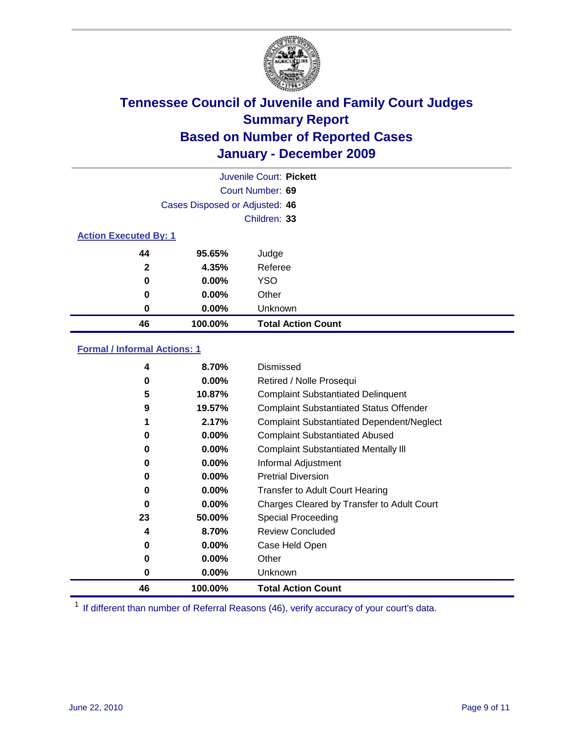# Tennessee Council of Juvenile and Family Court Judges
## Summary Report
## Based on Number of Reported Cases
## January - December 2009

Juvenile Court: **Pickett**
Court Number: **69**
Cases Disposed or Adjusted: **46**
Children: **33**

### Action Executed By: 1

| | | |
|---|---|---|
| 44 | 95.65% | Judge |
| 2 | 4.35% | Referee |
| 0 | 0.00% | YSO |
| 0 | 0.00% | Other |
| 0 | 0.00% | Unknown |
| **46** | **100.00%** | **Total Action Count** |

### Formal / Informal Actions: 1

| | | |
|---|---|---|
| 4 | 8.70% | Dismissed |
| 0 | 0.00% | Retired / Nolle Prosequi |
| 5 | 10.87% | Complaint Substantiated Delinquent |
| 9 | 19.57% | Complaint Substantiated Status Offender |
| 1 | 2.17% | Complaint Substantiated Dependent/Neglect |
| 0 | 0.00% | Complaint Substantiated Abused |
| 0 | 0.00% | Complaint Substantiated Mentally Ill |
| 0 | 0.00% | Informal Adjustment |
| 0 | 0.00% | Pretrial Diversion |
| 0 | 0.00% | Transfer to Adult Court Hearing |
| 0 | 0.00% | Charges Cleared by Transfer to Adult Court |
| 23 | 50.00% | Special Proceeding |
| 4 | 8.70% | Review Concluded |
| 0 | 0.00% | Case Held Open |
| 0 | 0.00% | Other |
| 0 | 0.00% | Unknown |
| **46** | **100.00%** | **Total Action Count** |

[1] If different than number of Referral Reasons (46), verify accuracy of your court's data.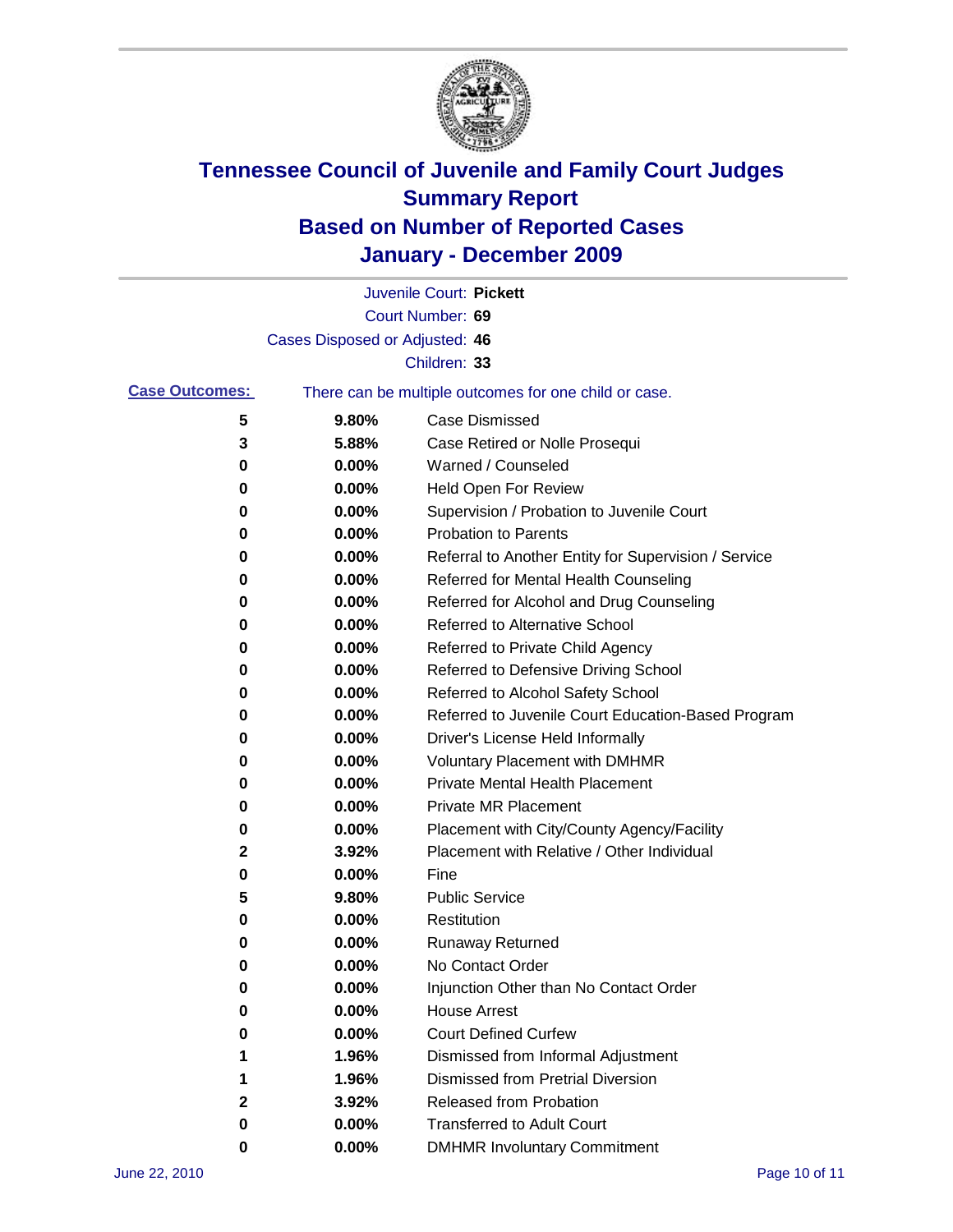# Tennessee Council of Juvenile and Family Court Judges
## Summary Report
## Based on Number of Reported Cases
## January - December 2009

Juvenile Court: **Pickett**

Court Number: **69**

Cases Disposed or Adjusted: **46**

Children: **33**

**Case Outcomes:** There can be multiple outcomes for one child or case.

| Count | Percent | Outcome |
|---|---|---|
| 5 | 9.80% | Case Dismissed |
| 3 | 5.88% | Case Retired or Nolle Prosequi |
| 0 | 0.00% | Warned / Counseled |
| 0 | 0.00% | Held Open For Review |
| 0 | 0.00% | Supervision / Probation to Juvenile Court |
| 0 | 0.00% | Probation to Parents |
| 0 | 0.00% | Referral to Another Entity for Supervision / Service |
| 0 | 0.00% | Referred for Mental Health Counseling |
| 0 | 0.00% | Referred for Alcohol and Drug Counseling |
| 0 | 0.00% | Referred to Alternative School |
| 0 | 0.00% | Referred to Private Child Agency |
| 0 | 0.00% | Referred to Defensive Driving School |
| 0 | 0.00% | Referred to Alcohol Safety School |
| 0 | 0.00% | Referred to Juvenile Court Education-Based Program |
| 0 | 0.00% | Driver's License Held Informally |
| 0 | 0.00% | Voluntary Placement with DMHMR |
| 0 | 0.00% | Private Mental Health Placement |
| 0 | 0.00% | Private MR Placement |
| 0 | 0.00% | Placement with City/County Agency/Facility |
| 2 | 3.92% | Placement with Relative / Other Individual |
| 0 | 0.00% | Fine |
| 5 | 9.80% | Public Service |
| 0 | 0.00% | Restitution |
| 0 | 0.00% | Runaway Returned |
| 0 | 0.00% | No Contact Order |
| 0 | 0.00% | Injunction Other than No Contact Order |
| 0 | 0.00% | House Arrest |
| 0 | 0.00% | Court Defined Curfew |
| 1 | 1.96% | Dismissed from Informal Adjustment |
| 1 | 1.96% | Dismissed from Pretrial Diversion |
| 2 | 3.92% | Released from Probation |
| 0 | 0.00% | Transferred to Adult Court |
| 0 | 0.00% | DMHMR Involuntary Commitment |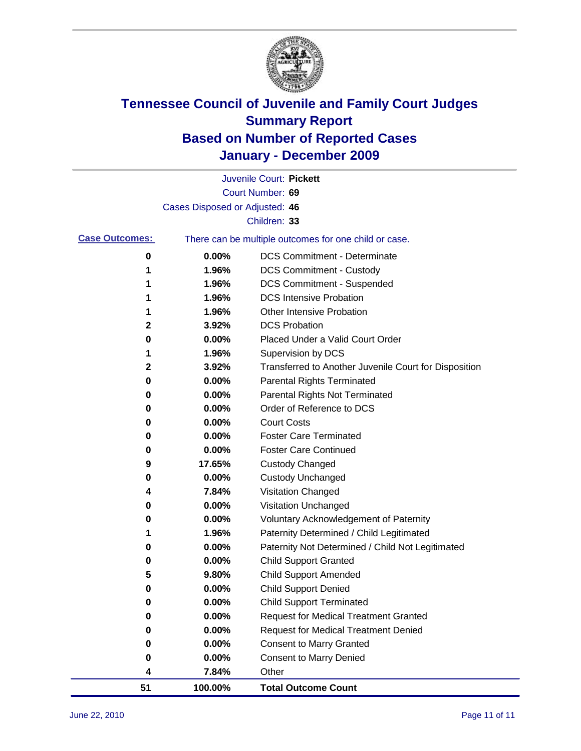# Tennessee Council of Juvenile and Family Court Judges
## Summary Report
## Based on Number of Reported Cases
## January - December 2009

Juvenile Court: **Pickett**

Court Number: **69**

Cases Disposed or Adjusted: **46**

Children: **33**

**Case Outcomes:** There can be multiple outcomes for one child or case.

| | | |
|---|---|---|
| 0 | 0.00% | DCS Commitment - Determinate |
| 1 | 1.96% | DCS Commitment - Custody |
| 1 | 1.96% | DCS Commitment - Suspended |
| 1 | 1.96% | DCS Intensive Probation |
| 1 | 1.96% | Other Intensive Probation |
| 2 | 3.92% | DCS Probation |
| 0 | 0.00% | Placed Under a Valid Court Order |
| 1 | 1.96% | Supervision by DCS |
| 2 | 3.92% | Transferred to Another Juvenile Court for Disposition |
| 0 | 0.00% | Parental Rights Terminated |
| 0 | 0.00% | Parental Rights Not Terminated |
| 0 | 0.00% | Order of Reference to DCS |
| 0 | 0.00% | Court Costs |
| 0 | 0.00% | Foster Care Terminated |
| 0 | 0.00% | Foster Care Continued |
| 9 | 17.65% | Custody Changed |
| 0 | 0.00% | Custody Unchanged |
| 4 | 7.84% | Visitation Changed |
| 0 | 0.00% | Visitation Unchanged |
| 0 | 0.00% | Voluntary Acknowledgement of Paternity |
| 1 | 1.96% | Paternity Determined / Child Legitimated |
| 0 | 0.00% | Paternity Not Determined / Child Not Legitimated |
| 0 | 0.00% | Child Support Granted |
| 5 | 9.80% | Child Support Amended |
| 0 | 0.00% | Child Support Denied |
| 0 | 0.00% | Child Support Terminated |
| 0 | 0.00% | Request for Medical Treatment Granted |
| 0 | 0.00% | Request for Medical Treatment Denied |
| 0 | 0.00% | Consent to Marry Granted |
| 0 | 0.00% | Consent to Marry Denied |
| 4 | 7.84% | Other |
| **51** | **100.00%** | **Total Outcome Count** |